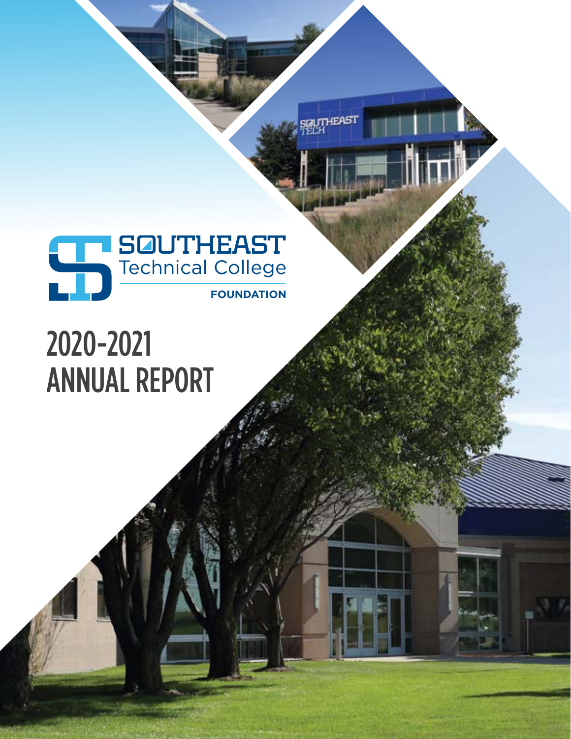SOUTHEAST Technical College

FOUNDATION

# 2020-2021 ANNUAL REPORT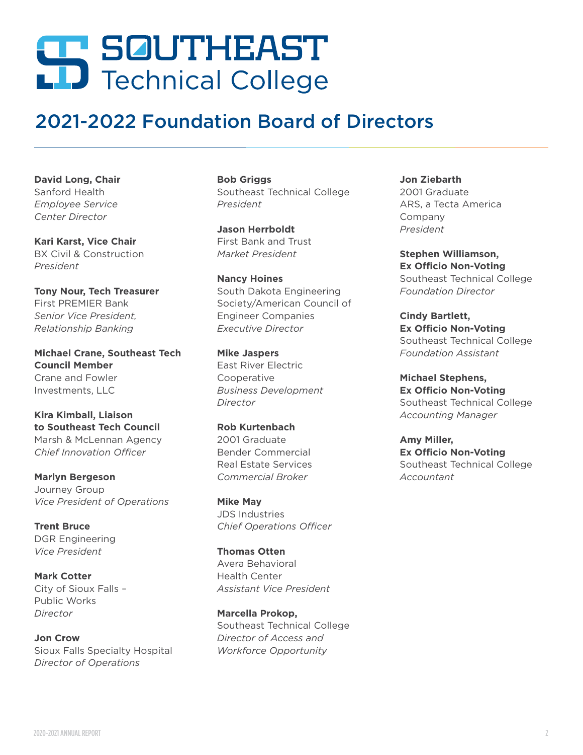# SOUTHEAST Technical College

## 2021-2022 Foundation Board of Directors

**David Long, Chair**
Sanford Health
*Employee Service Center Director*

**Kari Karst, Vice Chair**
BX Civil & Construction
*President*

**Tony Nour, Tech Treasurer**
First PREMIER Bank
*Senior Vice President, Relationship Banking*

**Michael Crane, Southeast Tech Council Member**
Crane and Fowler Investments, LLC

**Kira Kimball, Liaison to Southeast Tech Council**
Marsh & McLennan Agency
*Chief Innovation Officer*

**Marlyn Bergeson**
Journey Group
*Vice President of Operations*

**Trent Bruce**
DGR Engineering
*Vice President*

**Mark Cotter**
City of Sioux Falls – Public Works
*Director*

**Jon Crow**
Sioux Falls Specialty Hospital
*Director of Operations*

**Bob Griggs**
Southeast Technical College
*President*

**Jason Herrboldt**
First Bank and Trust
*Market President*

**Nancy Hoines**
South Dakota Engineering Society/American Council of Engineer Companies
*Executive Director*

**Mike Jaspers**
East River Electric Cooperative
*Business Development Director*

**Rob Kurtenbach**
2001 Graduate
Bender Commercial Real Estate Services
*Commercial Broker*

**Mike May**
JDS Industries
*Chief Operations Officer*

**Thomas Otten**
Avera Behavioral Health Center
*Assistant Vice President*

**Marcella Prokop,**
Southeast Technical College
*Director of Access and Workforce Opportunity*

**Jon Ziebarth**
2001 Graduate
ARS, a Tecta America Company
*President*

**Stephen Williamson, Ex Officio Non-Voting**
Southeast Technical College
*Foundation Director*

**Cindy Bartlett, Ex Officio Non-Voting**
Southeast Technical College
*Foundation Assistant*

**Michael Stephens, Ex Officio Non-Voting**
Southeast Technical College
*Accounting Manager*

**Amy Miller, Ex Officio Non-Voting**
Southeast Technical College
*Accountant*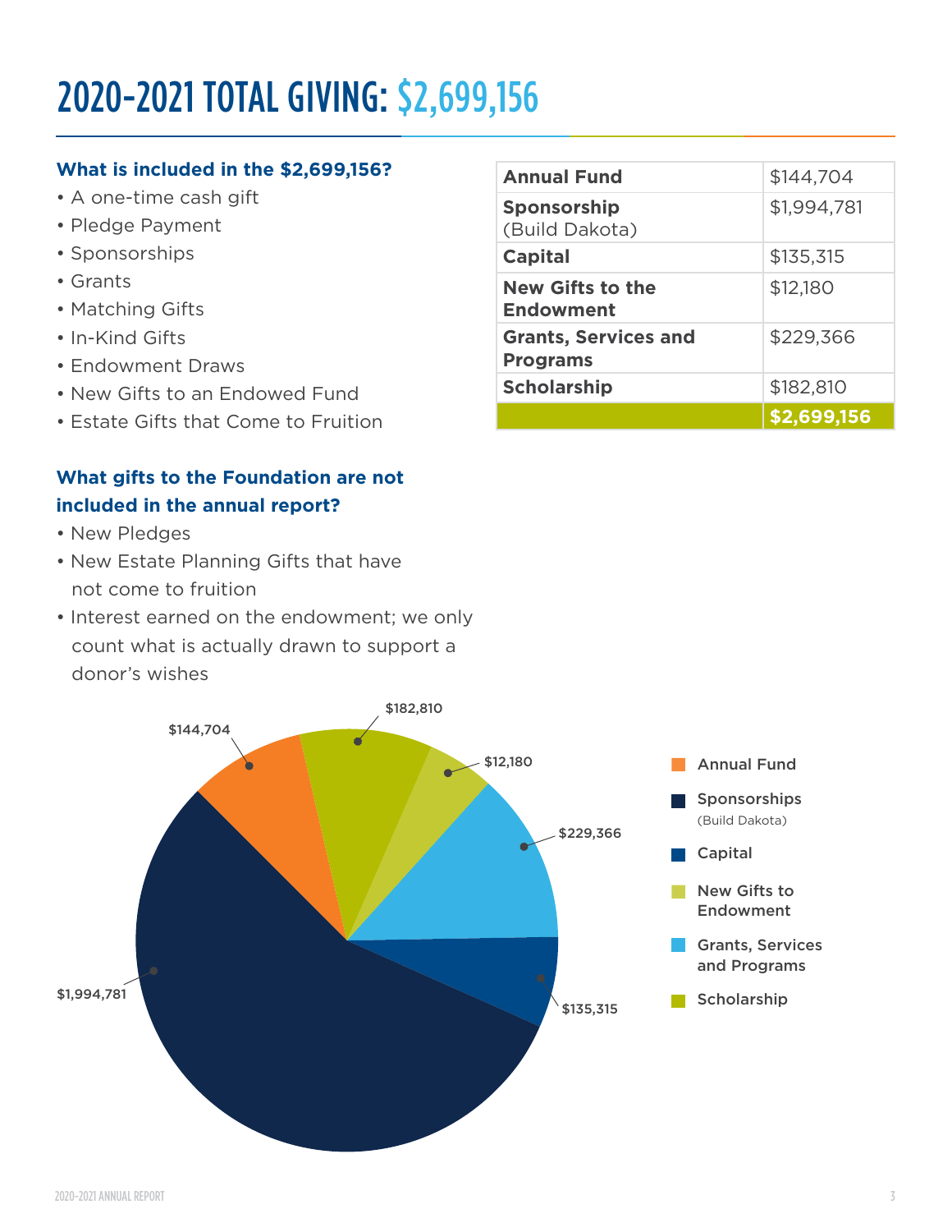# 2020-2021 TOTAL GIVING: $2,699,156

**What is included in the $2,699,156?**

- A one-time cash gift
- Pledge Payment
- Sponsorships
- Grants
- Matching Gifts
- In-Kind Gifts
- Endowment Draws
- New Gifts to an Endowed Fund
- Estate Gifts that Come to Fruition

**What gifts to the Foundation are not included in the annual report?**

- New Pledges
- New Estate Planning Gifts that have not come to fruition
- Interest earned on the endowment; we only count what is actually drawn to support a donor's wishes

| | |
|---|---|
| **Annual Fund** | $144,704 |
| **Sponsorship** (Build Dakota) | $1,994,781 |
| **Capital** | $135,315 |
| **New Gifts to the Endowment** | $12,180 |
| **Grants, Services and Programs** | $229,366 |
| **Scholarship** | $182,810 |
| | **$2,699,156** |

$144,704 — Annual Fund

$1,994,781 — Sponsorships (Build Dakota)

$135,315 — Capital

$12,180 — New Gifts to Endowment

$229,366 — Grants, Services and Programs

$182,810 — Scholarship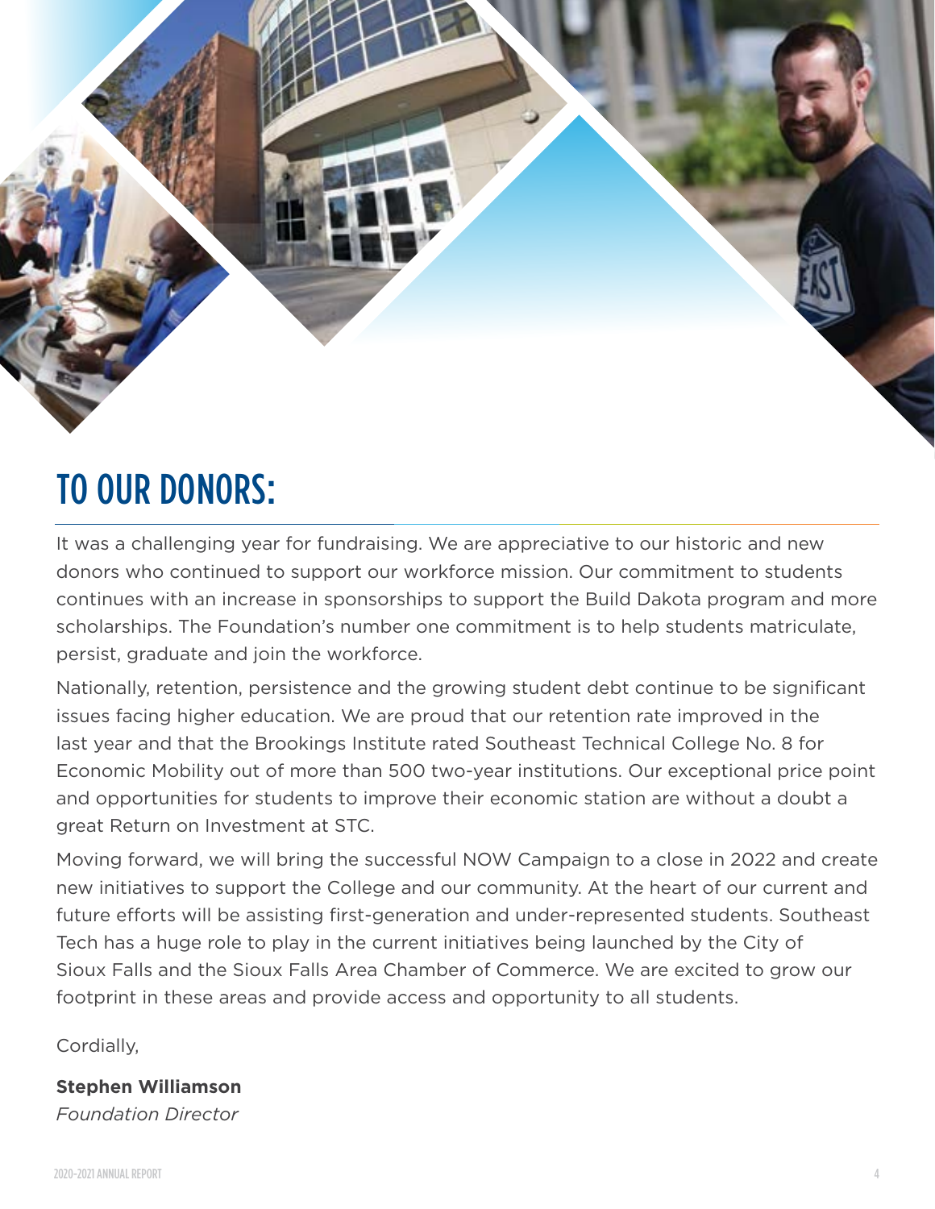# TO OUR DONORS:

It was a challenging year for fundraising. We are appreciative to our historic and new donors who continued to support our workforce mission. Our commitment to students continues with an increase in sponsorships to support the Build Dakota program and more scholarships. The Foundation's number one commitment is to help students matriculate, persist, graduate and join the workforce.

Nationally, retention, persistence and the growing student debt continue to be significant issues facing higher education. We are proud that our retention rate improved in the last year and that the Brookings Institute rated Southeast Technical College No. 8 for Economic Mobility out of more than 500 two-year institutions. Our exceptional price point and opportunities for students to improve their economic station are without a doubt a great Return on Investment at STC.

Moving forward, we will bring the successful NOW Campaign to a close in 2022 and create new initiatives to support the College and our community. At the heart of our current and future efforts will be assisting first-generation and under-represented students. Southeast Tech has a huge role to play in the current initiatives being launched by the City of Sioux Falls and the Sioux Falls Area Chamber of Commerce. We are excited to grow our footprint in these areas and provide access and opportunity to all students.

Cordially,

**Stephen Williamson**
*Foundation Director*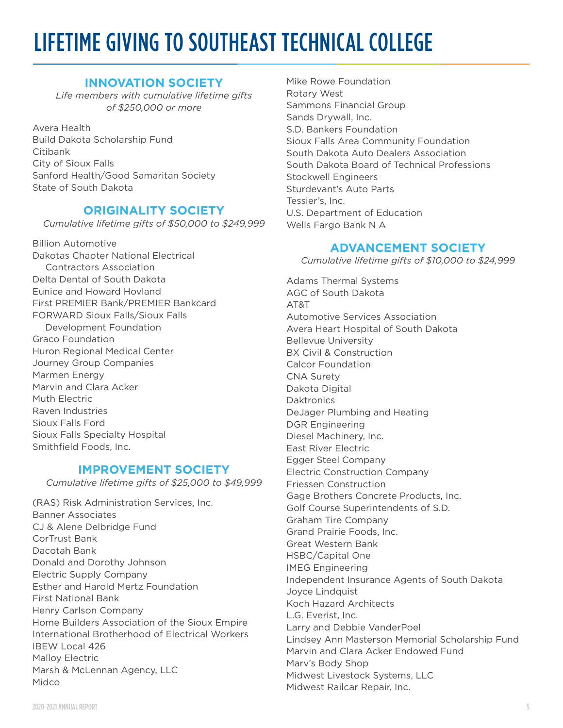# LIFETIME GIVING TO SOUTHEAST TECHNICAL COLLEGE

## INNOVATION SOCIETY

*Life members with cumulative lifetime gifts of $250,000 or more*

Avera Health
Build Dakota Scholarship Fund
Citibank
City of Sioux Falls
Sanford Health/Good Samaritan Society
State of South Dakota

## ORIGINALITY SOCIETY

*Cumulative lifetime gifts of $50,000 to $249,999*

Billion Automotive
Dakotas Chapter National Electrical Contractors Association
Delta Dental of South Dakota
Eunice and Howard Hovland
First PREMIER Bank/PREMIER Bankcard
FORWARD Sioux Falls/Sioux Falls Development Foundation
Graco Foundation
Huron Regional Medical Center
Journey Group Companies
Marmen Energy
Marvin and Clara Acker
Muth Electric
Raven Industries
Sioux Falls Ford
Sioux Falls Specialty Hospital
Smithfield Foods, Inc.

## IMPROVEMENT SOCIETY

*Cumulative lifetime gifts of $25,000 to $49,999*

(RAS) Risk Administration Services, Inc.
Banner Associates
CJ & Alene Delbridge Fund
CorTrust Bank
Dacotah Bank
Donald and Dorothy Johnson
Electric Supply Company
Esther and Harold Mertz Foundation
First National Bank
Henry Carlson Company
Home Builders Association of the Sioux Empire
International Brotherhood of Electrical Workers
IBEW Local 426
Malloy Electric
Marsh & McLennan Agency, LLC
Midco
Mike Rowe Foundation
Rotary West
Sammons Financial Group
Sands Drywall, Inc.
S.D. Bankers Foundation
Sioux Falls Area Community Foundation
South Dakota Auto Dealers Association
South Dakota Board of Technical Professions
Stockwell Engineers
Sturdevant's Auto Parts
Tessier's, Inc.
U.S. Department of Education
Wells Fargo Bank N A

## ADVANCEMENT SOCIETY

*Cumulative lifetime gifts of $10,000 to $24,999*

Adams Thermal Systems
AGC of South Dakota
AT&T
Automotive Services Association
Avera Heart Hospital of South Dakota
Bellevue University
BX Civil & Construction
Calcor Foundation
CNA Surety
Dakota Digital
Daktronics
DeJager Plumbing and Heating
DGR Engineering
Diesel Machinery, Inc.
East River Electric
Egger Steel Company
Electric Construction Company
Friessen Construction
Gage Brothers Concrete Products, Inc.
Golf Course Superintendents of S.D.
Graham Tire Company
Grand Prairie Foods, Inc.
Great Western Bank
HSBC/Capital One
IMEG Engineering
Independent Insurance Agents of South Dakota
Joyce Lindquist
Koch Hazard Architects
L.G. Everist, Inc.
Larry and Debbie VanderPoel
Lindsey Ann Masterson Memorial Scholarship Fund
Marvin and Clara Acker Endowed Fund
Marv's Body Shop
Midwest Livestock Systems, LLC
Midwest Railcar Repair, Inc.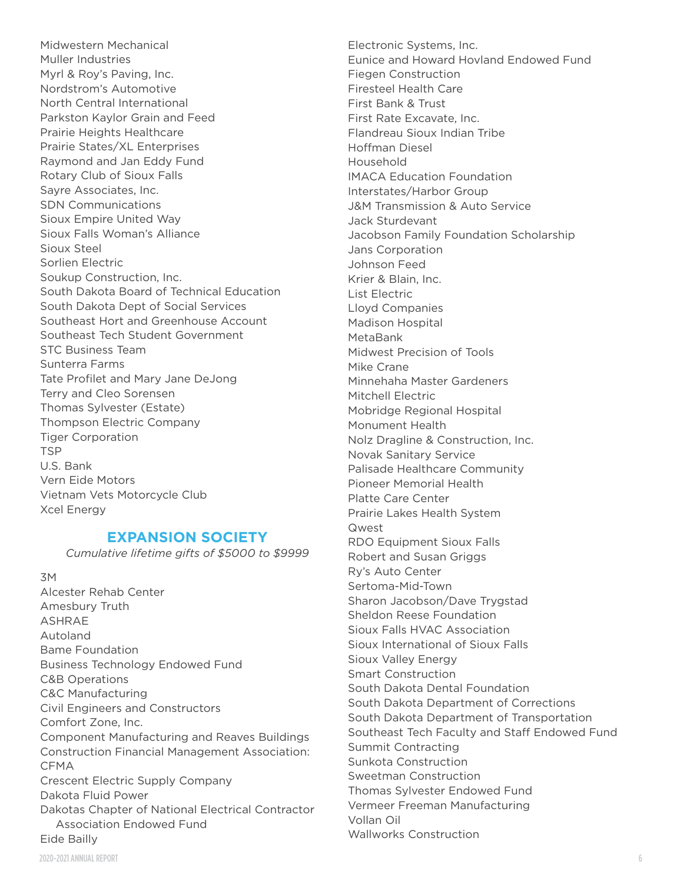Midwestern Mechanical
Muller Industries
Myrl & Roy's Paving, Inc.
Nordstrom's Automotive
North Central International
Parkston Kaylor Grain and Feed
Prairie Heights Healthcare
Prairie States/XL Enterprises
Raymond and Jan Eddy Fund
Rotary Club of Sioux Falls
Sayre Associates, Inc.
SDN Communications
Sioux Empire United Way
Sioux Falls Woman's Alliance
Sioux Steel
Sorlien Electric
Soukup Construction, Inc.
South Dakota Board of Technical Education
South Dakota Dept of Social Services
Southeast Hort and Greenhouse Account
Southeast Tech Student Government
STC Business Team
Sunterra Farms
Tate Profilet and Mary Jane DeJong
Terry and Cleo Sorensen
Thomas Sylvester (Estate)
Thompson Electric Company
Tiger Corporation
TSP
U.S. Bank
Vern Eide Motors
Vietnam Vets Motorcycle Club
Xcel Energy

## EXPANSION SOCIETY

*Cumulative lifetime gifts of $5000 to $9999*

3M
Alcester Rehab Center
Amesbury Truth
ASHRAE
Autoland
Bame Foundation
Business Technology Endowed Fund
C&B Operations
C&C Manufacturing
Civil Engineers and Constructors
Comfort Zone, Inc.
Component Manufacturing and Reaves Buildings
Construction Financial Management Association: CFMA
Crescent Electric Supply Company
Dakota Fluid Power
Dakotas Chapter of National Electrical Contractor Association Endowed Fund
Eide Bailly
Electronic Systems, Inc.
Eunice and Howard Hovland Endowed Fund
Fiegen Construction
Firesteel Health Care
First Bank & Trust
First Rate Excavate, Inc.
Flandreau Sioux Indian Tribe
Hoffman Diesel
Household
IMACA Education Foundation
Interstates/Harbor Group
J&M Transmission & Auto Service
Jack Sturdevant
Jacobson Family Foundation Scholarship
Jans Corporation
Johnson Feed
Krier & Blain, Inc.
List Electric
Lloyd Companies
Madison Hospital
MetaBank
Midwest Precision of Tools
Mike Crane
Minnehaha Master Gardeners
Mitchell Electric
Mobridge Regional Hospital
Monument Health
Nolz Dragline & Construction, Inc.
Novak Sanitary Service
Palisade Healthcare Community
Pioneer Memorial Health
Platte Care Center
Prairie Lakes Health System
Qwest
RDO Equipment Sioux Falls
Robert and Susan Griggs
Ry's Auto Center
Sertoma-Mid-Town
Sharon Jacobson/Dave Trygstad
Sheldon Reese Foundation
Sioux Falls HVAC Association
Sioux International of Sioux Falls
Sioux Valley Energy
Smart Construction
South Dakota Dental Foundation
South Dakota Department of Corrections
South Dakota Department of Transportation
Southeast Tech Faculty and Staff Endowed Fund
Summit Contracting
Sunkota Construction
Sweetman Construction
Thomas Sylvester Endowed Fund
Vermeer Freeman Manufacturing
Vollan Oil
Wallworks Construction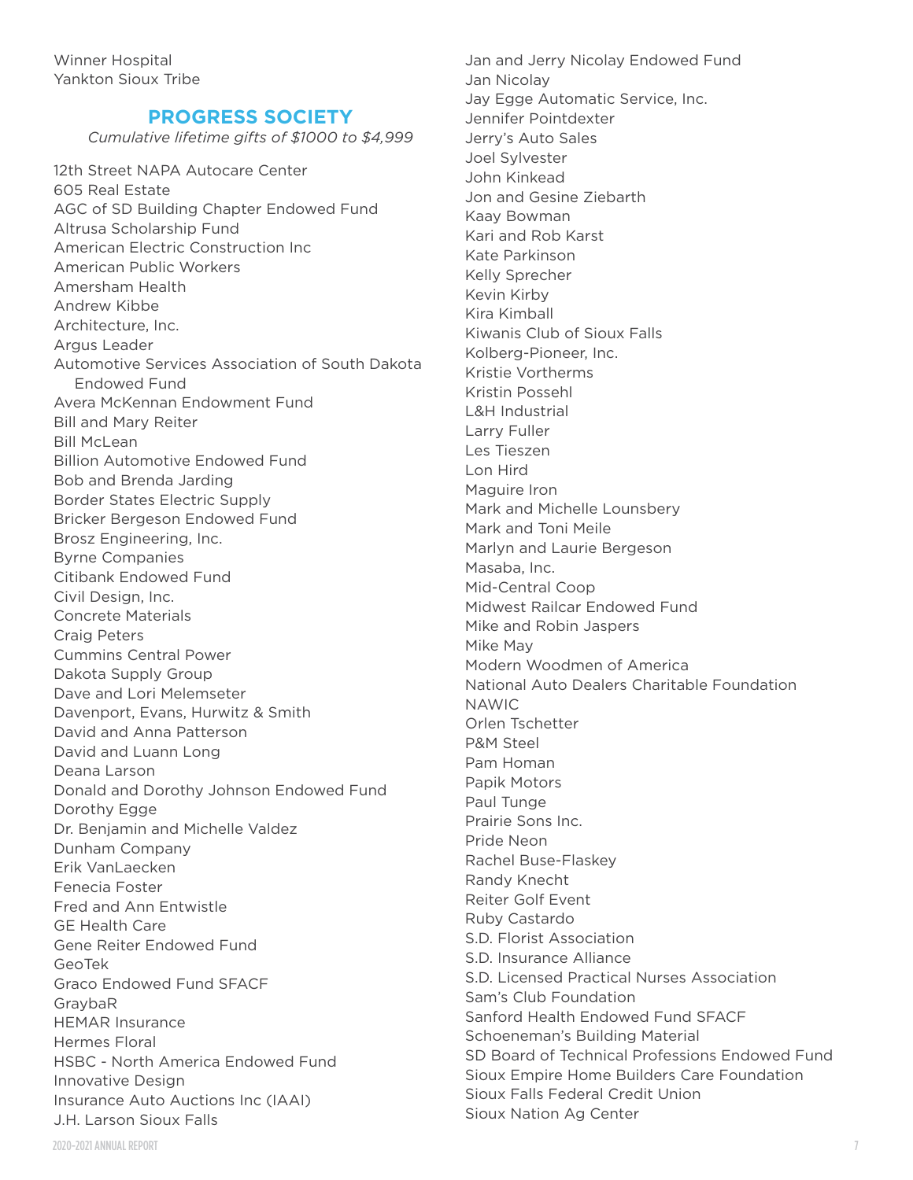Winner Hospital
Yankton Sioux Tribe

## PROGRESS SOCIETY

*Cumulative lifetime gifts of $1000 to $4,999*

12th Street NAPA Autocare Center
605 Real Estate
AGC of SD Building Chapter Endowed Fund
Altrusa Scholarship Fund
American Electric Construction Inc
American Public Workers
Amersham Health
Andrew Kibbe
Architecture, Inc.
Argus Leader
Automotive Services Association of South Dakota Endowed Fund
Avera McKennan Endowment Fund
Bill and Mary Reiter
Bill McLean
Billion Automotive Endowed Fund
Bob and Brenda Jarding
Border States Electric Supply
Bricker Bergeson Endowed Fund
Brosz Engineering, Inc.
Byrne Companies
Citibank Endowed Fund
Civil Design, Inc.
Concrete Materials
Craig Peters
Cummins Central Power
Dakota Supply Group
Dave and Lori Melemseter
Davenport, Evans, Hurwitz & Smith
David and Anna Patterson
David and Luann Long
Deana Larson
Donald and Dorothy Johnson Endowed Fund
Dorothy Egge
Dr. Benjamin and Michelle Valdez
Dunham Company
Erik VanLaecken
Fenecia Foster
Fred and Ann Entwistle
GE Health Care
Gene Reiter Endowed Fund
GeoTek
Graco Endowed Fund SFACF
GraybaR
HEMAR Insurance
Hermes Floral
HSBC - North America Endowed Fund
Innovative Design
Insurance Auto Auctions Inc (IAAI)
J.H. Larson Sioux Falls
Jan and Jerry Nicolay Endowed Fund
Jan Nicolay
Jay Egge Automatic Service, Inc.
Jennifer Pointdexter
Jerry's Auto Sales
Joel Sylvester
John Kinkead
Jon and Gesine Ziebarth
Kaay Bowman
Kari and Rob Karst
Kate Parkinson
Kelly Sprecher
Kevin Kirby
Kira Kimball
Kiwanis Club of Sioux Falls
Kolberg-Pioneer, Inc.
Kristie Vortherms
Kristin Possehl
L&H Industrial
Larry Fuller
Les Tieszen
Lon Hird
Maguire Iron
Mark and Michelle Lounsbery
Mark and Toni Meile
Marlyn and Laurie Bergeson
Masaba, Inc.
Mid-Central Coop
Midwest Railcar Endowed Fund
Mike and Robin Jaspers
Mike May
Modern Woodmen of America
National Auto Dealers Charitable Foundation
NAWIC
Orlen Tschetter
P&M Steel
Pam Homan
Papik Motors
Paul Tunge
Prairie Sons Inc.
Pride Neon
Rachel Buse-Flaskey
Randy Knecht
Reiter Golf Event
Ruby Castardo
S.D. Florist Association
S.D. Insurance Alliance
S.D. Licensed Practical Nurses Association
Sam's Club Foundation
Sanford Health Endowed Fund SFACF
Schoeneman's Building Material
SD Board of Technical Professions Endowed Fund
Sioux Empire Home Builders Care Foundation
Sioux Falls Federal Credit Union
Sioux Nation Ag Center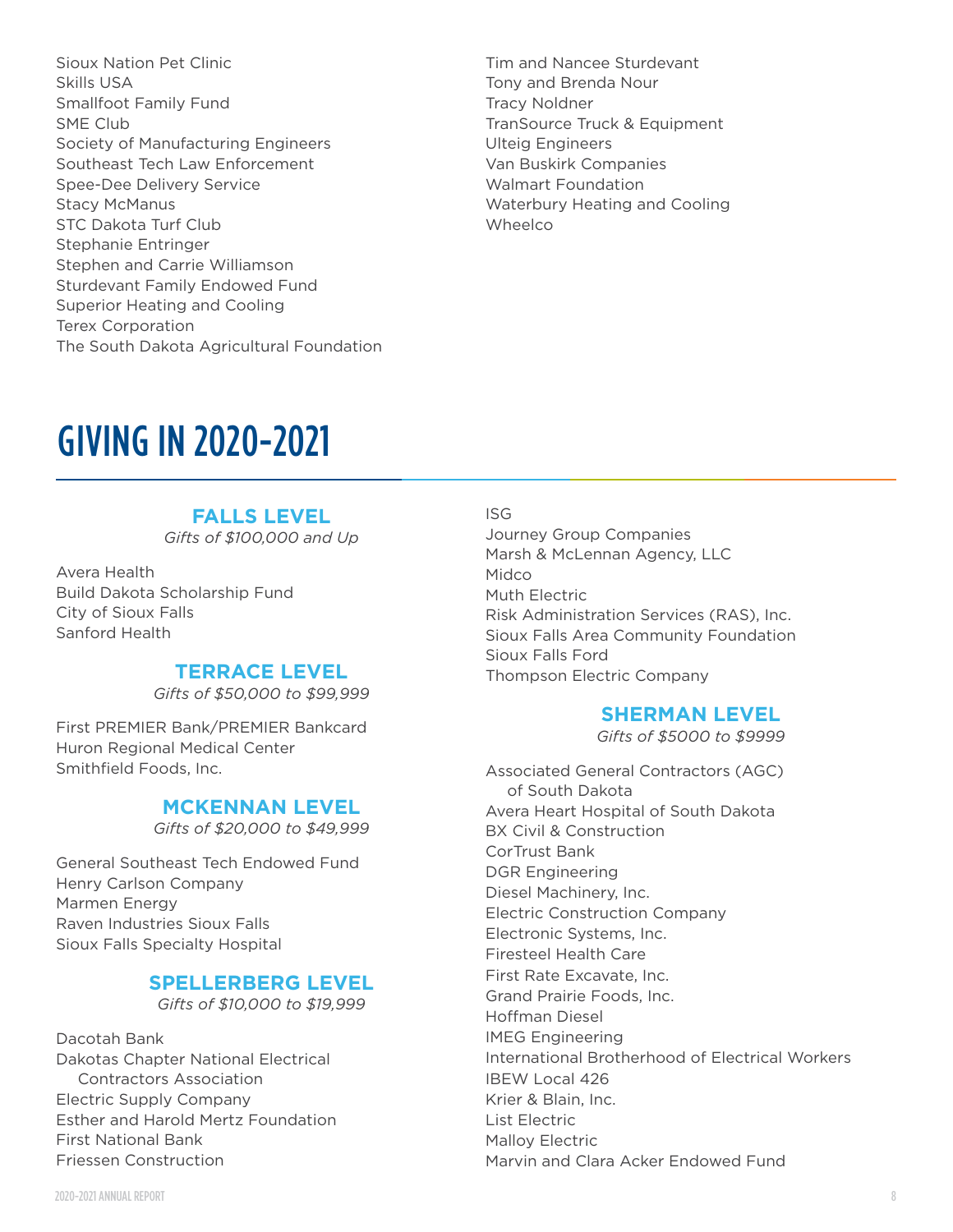Sioux Nation Pet Clinic
Skills USA
Smallfoot Family Fund
SME Club
Society of Manufacturing Engineers
Southeast Tech Law Enforcement
Spee-Dee Delivery Service
Stacy McManus
STC Dakota Turf Club
Stephanie Entringer
Stephen and Carrie Williamson
Sturdevant Family Endowed Fund
Superior Heating and Cooling
Terex Corporation
The South Dakota Agricultural Foundation
Tim and Nancee Sturdevant
Tony and Brenda Nour
Tracy Noldner
TranSource Truck & Equipment
Ulteig Engineers
Van Buskirk Companies
Walmart Foundation
Waterbury Heating and Cooling
Wheelco

# GIVING IN 2020-2021

### FALLS LEVEL

*Gifts of $100,000 and Up*

Avera Health
Build Dakota Scholarship Fund
City of Sioux Falls
Sanford Health

### TERRACE LEVEL

*Gifts of $50,000 to $99,999*

First PREMIER Bank/PREMIER Bankcard
Huron Regional Medical Center
Smithfield Foods, Inc.

### MCKENNAN LEVEL

*Gifts of $20,000 to $49,999*

General Southeast Tech Endowed Fund
Henry Carlson Company
Marmen Energy
Raven Industries Sioux Falls
Sioux Falls Specialty Hospital

### SPELLERBERG LEVEL

*Gifts of $10,000 to $19,999*

Dacotah Bank
Dakotas Chapter National Electrical Contractors Association
Electric Supply Company
Esther and Harold Mertz Foundation
First National Bank
Friessen Construction
ISG
Journey Group Companies
Marsh & McLennan Agency, LLC
Midco
Muth Electric
Risk Administration Services (RAS), Inc.
Sioux Falls Area Community Foundation
Sioux Falls Ford
Thompson Electric Company

### SHERMAN LEVEL

*Gifts of $5000 to $9999*

Associated General Contractors (AGC) of South Dakota
Avera Heart Hospital of South Dakota
BX Civil & Construction
CorTrust Bank
DGR Engineering
Diesel Machinery, Inc.
Electric Construction Company
Electronic Systems, Inc.
Firesteel Health Care
First Rate Excavate, Inc.
Grand Prairie Foods, Inc.
Hoffman Diesel
IMEG Engineering
International Brotherhood of Electrical Workers
IBEW Local 426
Krier & Blain, Inc.
List Electric
Malloy Electric
Marvin and Clara Acker Endowed Fund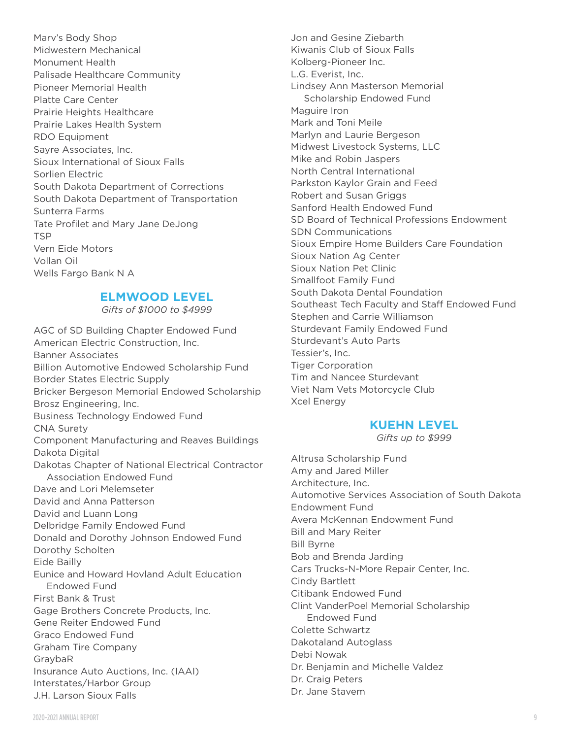Marv's Body Shop
Midwestern Mechanical
Monument Health
Palisade Healthcare Community
Pioneer Memorial Health
Platte Care Center
Prairie Heights Healthcare
Prairie Lakes Health System
RDO Equipment
Sayre Associates, Inc.
Sioux International of Sioux Falls
Sorlien Electric
South Dakota Department of Corrections
South Dakota Department of Transportation
Sunterra Farms
Tate Profilet and Mary Jane DeJong
TSP
Vern Eide Motors
Vollan Oil
Wells Fargo Bank N A

## ELMWOOD LEVEL

*Gifts of $1000 to $4999*

AGC of SD Building Chapter Endowed Fund
American Electric Construction, Inc.
Banner Associates
Billion Automotive Endowed Scholarship Fund
Border States Electric Supply
Bricker Bergeson Memorial Endowed Scholarship
Brosz Engineering, Inc.
Business Technology Endowed Fund
CNA Surety
Component Manufacturing and Reaves Buildings
Dakota Digital
Dakotas Chapter of National Electrical Contractor Association Endowed Fund
Dave and Lori Melemseter
David and Anna Patterson
David and Luann Long
Delbridge Family Endowed Fund
Donald and Dorothy Johnson Endowed Fund
Dorothy Scholten
Eide Bailly
Eunice and Howard Hovland Adult Education Endowed Fund
First Bank & Trust
Gage Brothers Concrete Products, Inc.
Gene Reiter Endowed Fund
Graco Endowed Fund
Graham Tire Company
GraybaR
Insurance Auto Auctions, Inc. (IAAI)
Interstates/Harbor Group
J.H. Larson Sioux Falls
Jon and Gesine Ziebarth
Kiwanis Club of Sioux Falls
Kolberg-Pioneer Inc.
L.G. Everist, Inc.
Lindsey Ann Masterson Memorial Scholarship Endowed Fund
Maguire Iron
Mark and Toni Meile
Marlyn and Laurie Bergeson
Midwest Livestock Systems, LLC
Mike and Robin Jaspers
North Central International
Parkston Kaylor Grain and Feed
Robert and Susan Griggs
Sanford Health Endowed Fund
SD Board of Technical Professions Endowment
SDN Communications
Sioux Empire Home Builders Care Foundation
Sioux Nation Ag Center
Sioux Nation Pet Clinic
Smallfoot Family Fund
South Dakota Dental Foundation
Southeast Tech Faculty and Staff Endowed Fund
Stephen and Carrie Williamson
Sturdevant Family Endowed Fund
Sturdevant's Auto Parts
Tessier's, Inc.
Tiger Corporation
Tim and Nancee Sturdevant
Viet Nam Vets Motorcycle Club
Xcel Energy

## KUEHN LEVEL

*Gifts up to $999*

Altrusa Scholarship Fund
Amy and Jared Miller
Architecture, Inc.
Automotive Services Association of South Dakota Endowment Fund
Avera McKennan Endowment Fund
Bill and Mary Reiter
Bill Byrne
Bob and Brenda Jarding
Cars Trucks-N-More Repair Center, Inc.
Cindy Bartlett
Citibank Endowed Fund
Clint VanderPoel Memorial Scholarship Endowed Fund
Colette Schwartz
Dakotaland Autoglass
Debi Nowak
Dr. Benjamin and Michelle Valdez
Dr. Craig Peters
Dr. Jane Stavem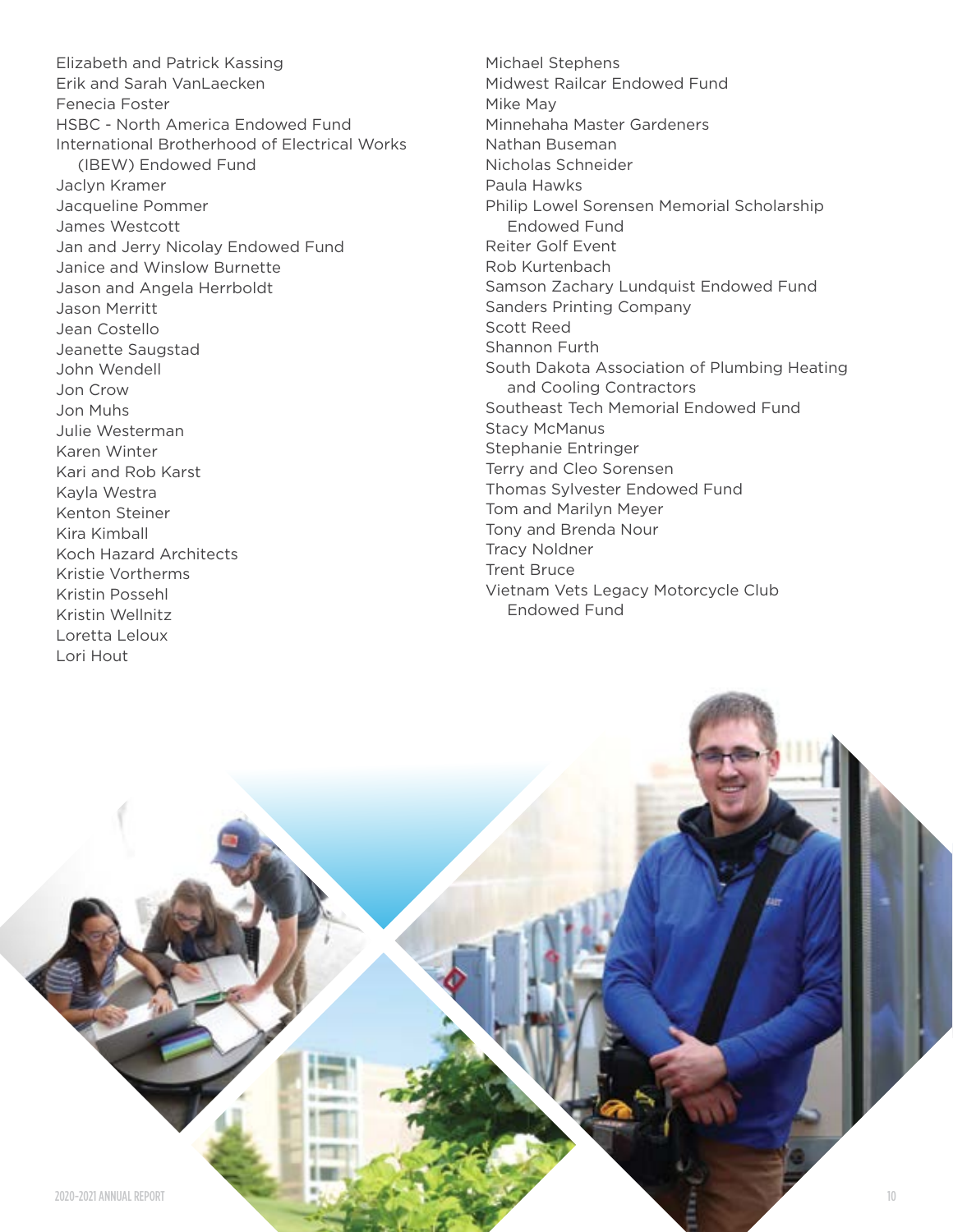Elizabeth and Patrick Kassing
Erik and Sarah VanLaecken
Fenecia Foster
HSBC - North America Endowed Fund
International Brotherhood of Electrical Works (IBEW) Endowed Fund
Jaclyn Kramer
Jacqueline Pommer
James Westcott
Jan and Jerry Nicolay Endowed Fund
Janice and Winslow Burnette
Jason and Angela Herrboldt
Jason Merritt
Jean Costello
Jeanette Saugstad
John Wendell
Jon Crow
Jon Muhs
Julie Westerman
Karen Winter
Kari and Rob Karst
Kayla Westra
Kenton Steiner
Kira Kimball
Koch Hazard Architects
Kristie Vortherms
Kristin Possehl
Kristin Wellnitz
Loretta Leloux
Lori Hout
Michael Stephens
Midwest Railcar Endowed Fund
Mike May
Minnehaha Master Gardeners
Nathan Buseman
Nicholas Schneider
Paula Hawks
Philip Lowel Sorensen Memorial Scholarship Endowed Fund
Reiter Golf Event
Rob Kurtenbach
Samson Zachary Lundquist Endowed Fund
Sanders Printing Company
Scott Reed
Shannon Furth
South Dakota Association of Plumbing Heating and Cooling Contractors
Southeast Tech Memorial Endowed Fund
Stacy McManus
Stephanie Entringer
Terry and Cleo Sorensen
Thomas Sylvester Endowed Fund
Tom and Marilyn Meyer
Tony and Brenda Nour
Tracy Noldner
Trent Bruce
Vietnam Vets Legacy Motorcycle Club Endowed Fund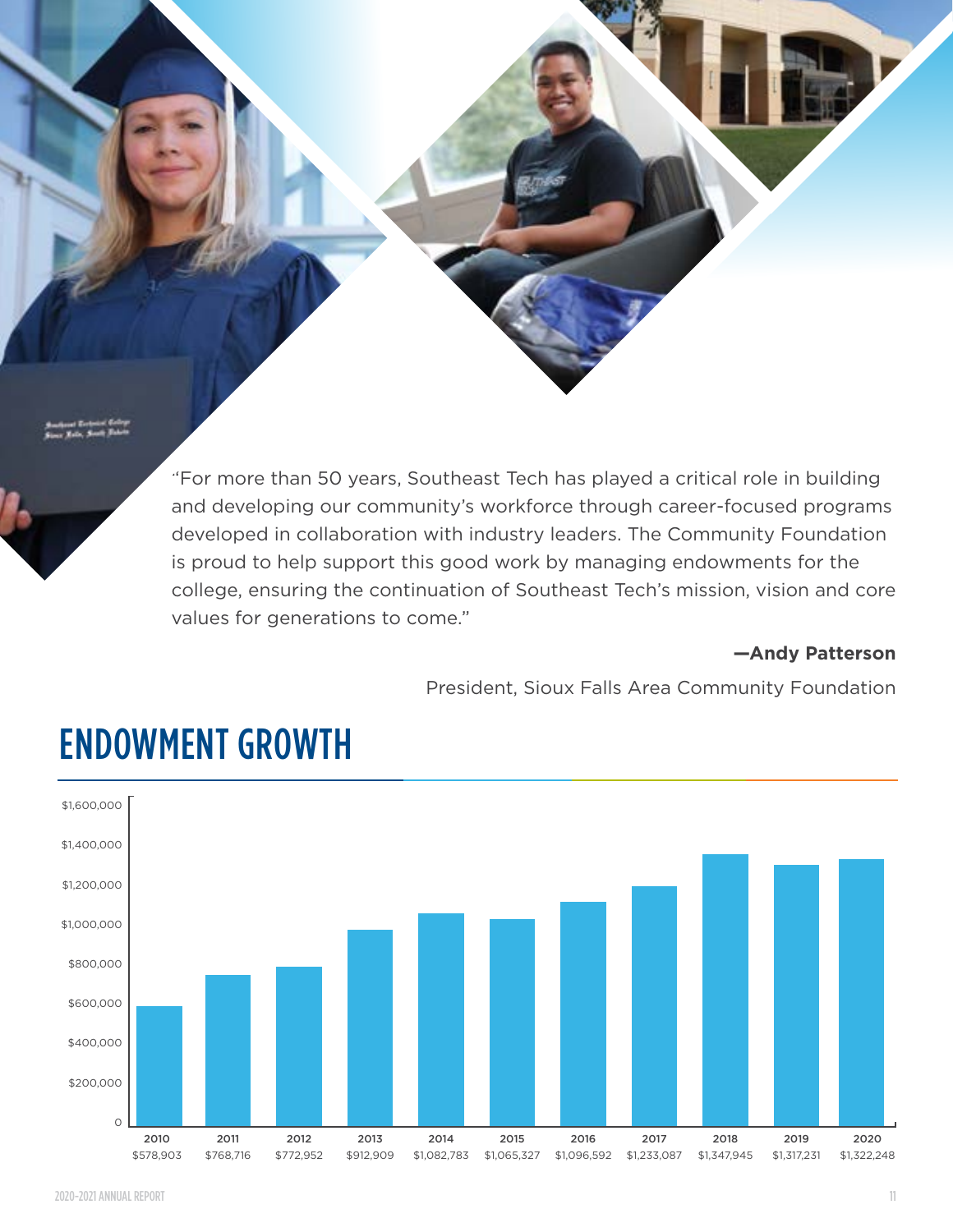"For more than 50 years, Southeast Tech has played a critical role in building and developing our community's workforce through career-focused programs developed in collaboration with industry leaders. The Community Foundation is proud to help support this good work by managing endowments for the college, ensuring the continuation of Southeast Tech's mission, vision and core values for generations to come."

**—Andy Patterson**

President, Sioux Falls Area Community Foundation

# ENDOWMENT GROWTH

$1,600,000
$1,400,000
$1,200,000
$1,000,000
$800,000
$600,000
$400,000
$200,000
0

2010 $578,903
2011 $768,716
2012 $772,952
2013 $912,909
2014 $1,082,783
2015 $1,065,327
2016 $1,096,592
2017 $1,233,087
2018 $1,347,945
2019 $1,317,231
2020 $1,322,248